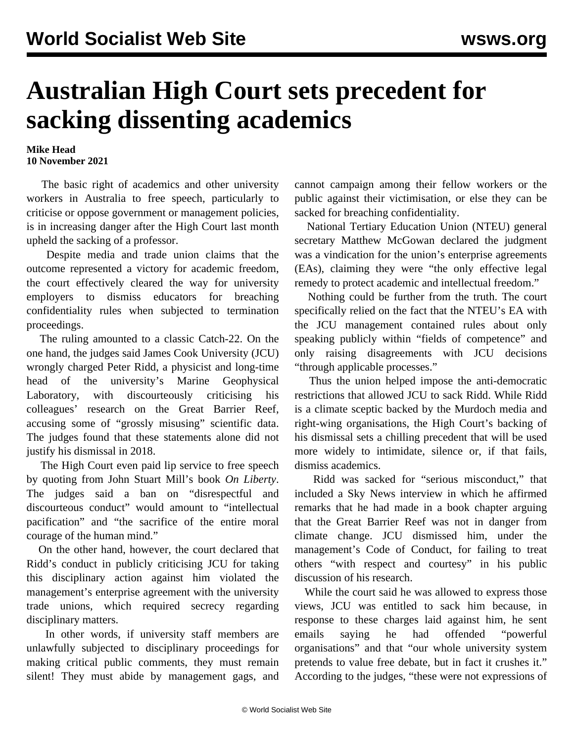# Australian High Court sets precedent for sacking dissenting academics

**Mike Head**
**10 November 2021**

The basic right of academics and other university workers in Australia to free speech, particularly to criticise or oppose government or management policies, is in increasing danger after the High Court last month upheld the sacking of a professor.

Despite media and trade union claims that the outcome represented a victory for academic freedom, the court effectively cleared the way for university employers to dismiss educators for breaching confidentiality rules when subjected to termination proceedings.

The ruling amounted to a classic Catch-22. On the one hand, the judges said James Cook University (JCU) wrongly charged Peter Ridd, a physicist and long-time head of the university's Marine Geophysical Laboratory, with discourteously criticising his colleagues' research on the Great Barrier Reef, accusing some of "grossly misusing" scientific data. The judges found that these statements alone did not justify his dismissal in 2018.

The High Court even paid lip service to free speech by quoting from John Stuart Mill's book *On Liberty*. The judges said a ban on "disrespectful and discourteous conduct" would amount to "intellectual pacification" and "the sacrifice of the entire moral courage of the human mind."

On the other hand, however, the court declared that Ridd's conduct in publicly criticising JCU for taking this disciplinary action against him violated the management's enterprise agreement with the university trade unions, which required secrecy regarding disciplinary matters.

In other words, if university staff members are unlawfully subjected to disciplinary proceedings for making critical public comments, they must remain silent! They must abide by management gags, and cannot campaign among their fellow workers or the public against their victimisation, or else they can be sacked for breaching confidentiality.

National Tertiary Education Union (NTEU) general secretary Matthew McGowan declared the judgment was a vindication for the union's enterprise agreements (EAs), claiming they were "the only effective legal remedy to protect academic and intellectual freedom."

Nothing could be further from the truth. The court specifically relied on the fact that the NTEU's EA with the JCU management contained rules about only speaking publicly within "fields of competence" and only raising disagreements with JCU decisions "through applicable processes."

Thus the union helped impose the anti-democratic restrictions that allowed JCU to sack Ridd. While Ridd is a climate sceptic backed by the Murdoch media and right-wing organisations, the High Court's backing of his dismissal sets a chilling precedent that will be used more widely to intimidate, silence or, if that fails, dismiss academics.

Ridd was sacked for "serious misconduct," that included a Sky News interview in which he affirmed remarks that he had made in a book chapter arguing that the Great Barrier Reef was not in danger from climate change. JCU dismissed him, under the management's Code of Conduct, for failing to treat others "with respect and courtesy" in his public discussion of his research.

While the court said he was allowed to express those views, JCU was entitled to sack him because, in response to these charges laid against him, he sent emails saying he had offended "powerful organisations" and that "our whole university system pretends to value free debate, but in fact it crushes it." According to the judges, "these were not expressions of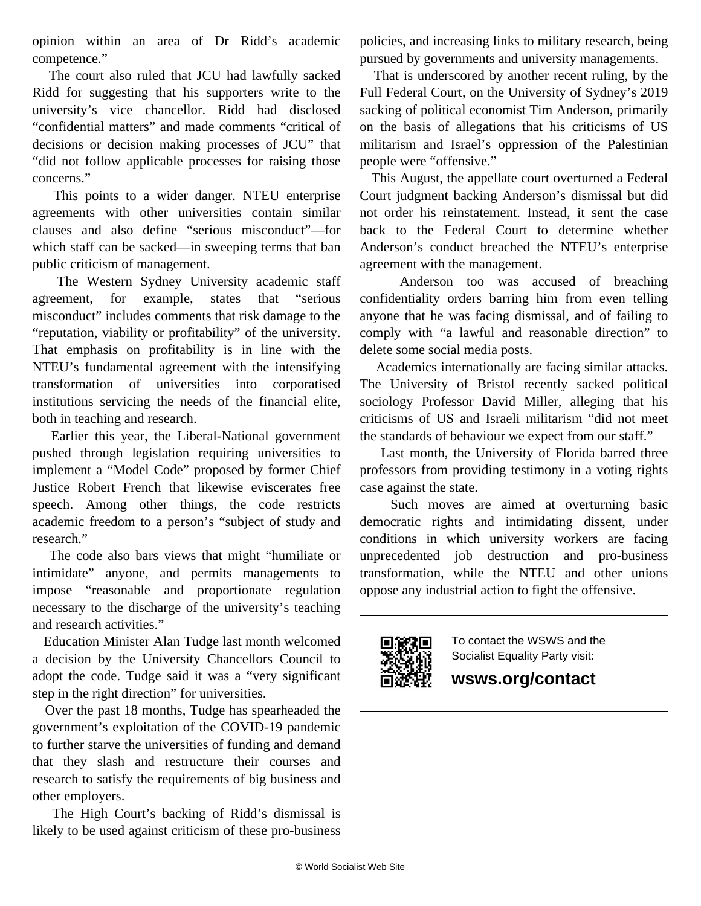opinion within an area of Dr Ridd's academic competence."

The court also ruled that JCU had lawfully sacked Ridd for suggesting that his supporters write to the university's vice chancellor. Ridd had disclosed "confidential matters" and made comments "critical of decisions or decision making processes of JCU" that "did not follow applicable processes for raising those concerns."

This points to a wider danger. NTEU enterprise agreements with other universities contain similar clauses and also define "serious misconduct"—for which staff can be sacked—in sweeping terms that ban public criticism of management.

The Western Sydney University academic staff agreement, for example, states that "serious misconduct" includes comments that risk damage to the "reputation, viability or profitability" of the university. That emphasis on profitability is in line with the NTEU's fundamental agreement with the intensifying transformation of universities into corporatised institutions servicing the needs of the financial elite, both in teaching and research.

Earlier this year, the Liberal-National government pushed through legislation requiring universities to implement a "Model Code" proposed by former Chief Justice Robert French that likewise eviscerates free speech. Among other things, the code restricts academic freedom to a person's "subject of study and research."

The code also bars views that might "humiliate or intimidate" anyone, and permits managements to impose "reasonable and proportionate regulation necessary to the discharge of the university's teaching and research activities."

Education Minister Alan Tudge last month welcomed a decision by the University Chancellors Council to adopt the code. Tudge said it was a "very significant step in the right direction" for universities.

Over the past 18 months, Tudge has spearheaded the government's exploitation of the COVID-19 pandemic to further starve the universities of funding and demand that they slash and restructure their courses and research to satisfy the requirements of big business and other employers.

The High Court's backing of Ridd's dismissal is likely to be used against criticism of these pro-business policies, and increasing links to military research, being pursued by governments and university managements.

That is underscored by another recent ruling, by the Full Federal Court, on the University of Sydney's 2019 sacking of political economist Tim Anderson, primarily on the basis of allegations that his criticisms of US militarism and Israel's oppression of the Palestinian people were "offensive."

This August, the appellate court overturned a Federal Court judgment backing Anderson's dismissal but did not order his reinstatement. Instead, it sent the case back to the Federal Court to determine whether Anderson's conduct breached the NTEU's enterprise agreement with the management.

Anderson too was accused of breaching confidentiality orders barring him from even telling anyone that he was facing dismissal, and of failing to comply with "a lawful and reasonable direction" to delete some social media posts.

Academics internationally are facing similar attacks. The University of Bristol recently sacked political sociology Professor David Miller, alleging that his criticisms of US and Israeli militarism "did not meet the standards of behaviour we expect from our staff."

Last month, the University of Florida barred three professors from providing testimony in a voting rights case against the state.

Such moves are aimed at overturning basic democratic rights and intimidating dissent, under conditions in which university workers are facing unprecedented job destruction and pro-business transformation, while the NTEU and other unions oppose any industrial action to fight the offensive.

To contact the WSWS and the Socialist Equality Party visit:

**wsws.org/contact**